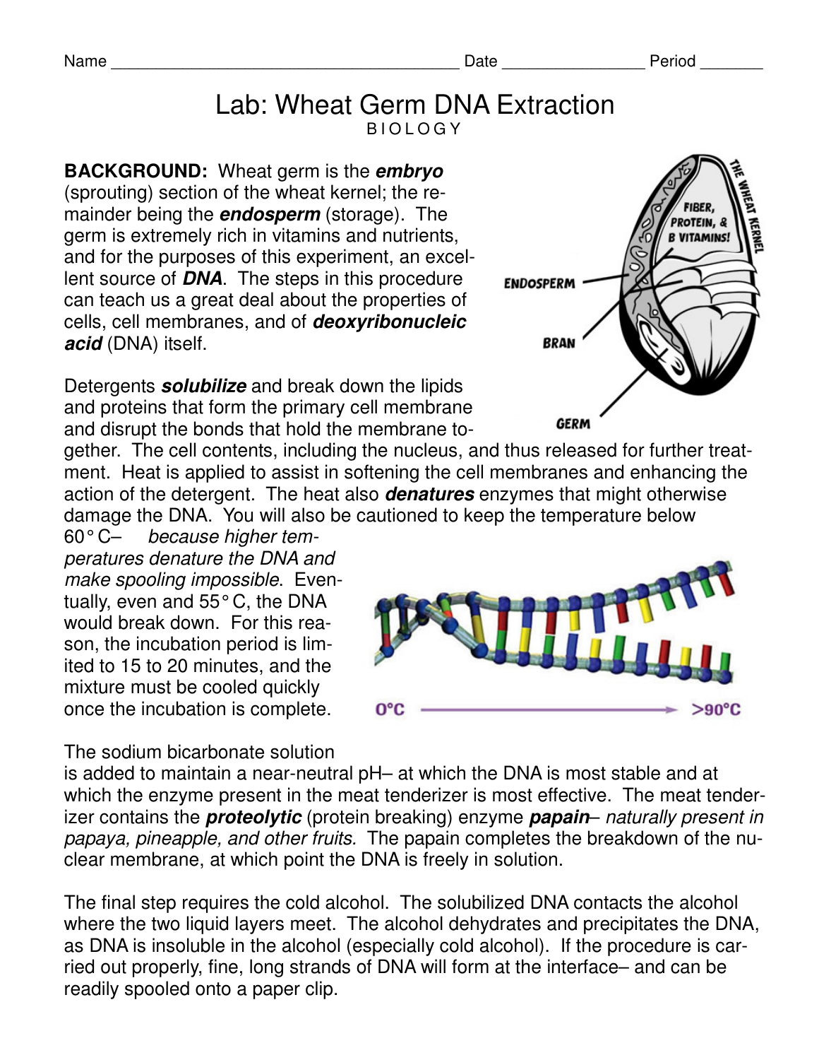Name ______________________________________ Date _______________ Period _______

# Lab: Wheat Germ DNA Extraction

BIOLOGY

**BACKGROUND:** Wheat germ is the ***embryo*** (sprouting) section of the wheat kernel; the remainder being the ***endosperm*** (storage). The germ is extremely rich in vitamins and nutrients, and for the purposes of this experiment, an excellent source of ***DNA***. The steps in this procedure can teach us a great deal about the properties of cells, cell membranes, and of ***deoxyribonucleic acid*** (DNA) itself.

Detergents ***solubilize*** and break down the lipids and proteins that form the primary cell membrane and disrupt the bonds that hold the membrane together. The cell contents, including the nucleus, and thus released for further treatment. Heat is applied to assist in softening the cell membranes and enhancing the action of the detergent. The heat also ***denatures*** enzymes that might otherwise damage the DNA. You will also be cautioned to keep the temperature below 60° C– *because higher temperatures denature the DNA and make spooling impossible*. Eventually, even and 55° C, the DNA would break down. For this reason, the incubation period is limited to 15 to 20 minutes, and the mixture must be cooled quickly once the incubation is complete.

The sodium bicarbonate solution is added to maintain a near-neutral pH– at which the DNA is most stable and at which the enzyme present in the meat tenderizer is most effective. The meat tenderizer contains the ***proteolytic*** (protein breaking) enzyme ***papain***– *naturally present in papaya, pineapple, and other fruits.* The papain completes the breakdown of the nuclear membrane, at which point the DNA is freely in solution.

The final step requires the cold alcohol. The solubilized DNA contacts the alcohol where the two liquid layers meet. The alcohol dehydrates and precipitates the DNA, as DNA is insoluble in the alcohol (especially cold alcohol). If the procedure is carried out properly, fine, long strands of DNA will form at the interface– and can be readily spooled onto a paper clip.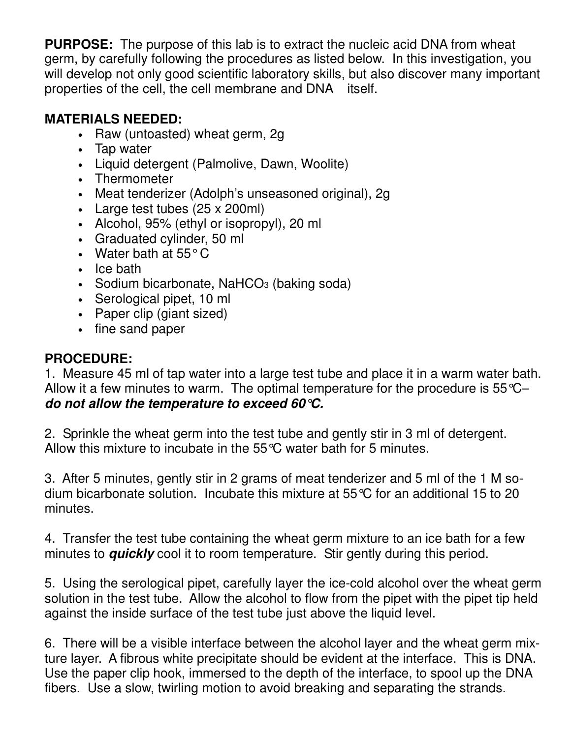**PURPOSE:** The purpose of this lab is to extract the nucleic acid DNA from wheat germ, by carefully following the procedures as listed below. In this investigation, you will develop not only good scientific laboratory skills, but also discover many important properties of the cell, the cell membrane and DNA itself.

**MATERIALS NEEDED:**

- Raw (untoasted) wheat germ, 2g
- Tap water
- Liquid detergent (Palmolive, Dawn, Woolite)
- Thermometer
- Meat tenderizer (Adolph's unseasoned original), 2g
- Large test tubes (25 x 200ml)
- Alcohol, 95% (ethyl or isopropyl), 20 ml
- Graduated cylinder, 50 ml
- Water bath at 55° C
- Ice bath
- Sodium bicarbonate, $NaHCO_3$ (baking soda)
- Serological pipet, 10 ml
- Paper clip (giant sized)
- fine sand paper

**PROCEDURE:**

1. Measure 45 ml of tap water into a large test tube and place it in a warm water bath. Allow it a few minutes to warm. The optimal temperature for the procedure is 55°C– ***do not allow the temperature to exceed 60°C.***

2. Sprinkle the wheat germ into the test tube and gently stir in 3 ml of detergent. Allow this mixture to incubate in the 55°C water bath for 5 minutes.

3. After 5 minutes, gently stir in 2 grams of meat tenderizer and 5 ml of the 1 M sodium bicarbonate solution. Incubate this mixture at 55°C for an additional 15 to 20 minutes.

4. Transfer the test tube containing the wheat germ mixture to an ice bath for a few minutes to ***quickly*** cool it to room temperature. Stir gently during this period.

5. Using the serological pipet, carefully layer the ice-cold alcohol over the wheat germ solution in the test tube. Allow the alcohol to flow from the pipet with the pipet tip held against the inside surface of the test tube just above the liquid level.

6. There will be a visible interface between the alcohol layer and the wheat germ mixture layer. A fibrous white precipitate should be evident at the interface. This is DNA. Use the paper clip hook, immersed to the depth of the interface, to spool up the DNA fibers. Use a slow, twirling motion to avoid breaking and separating the strands.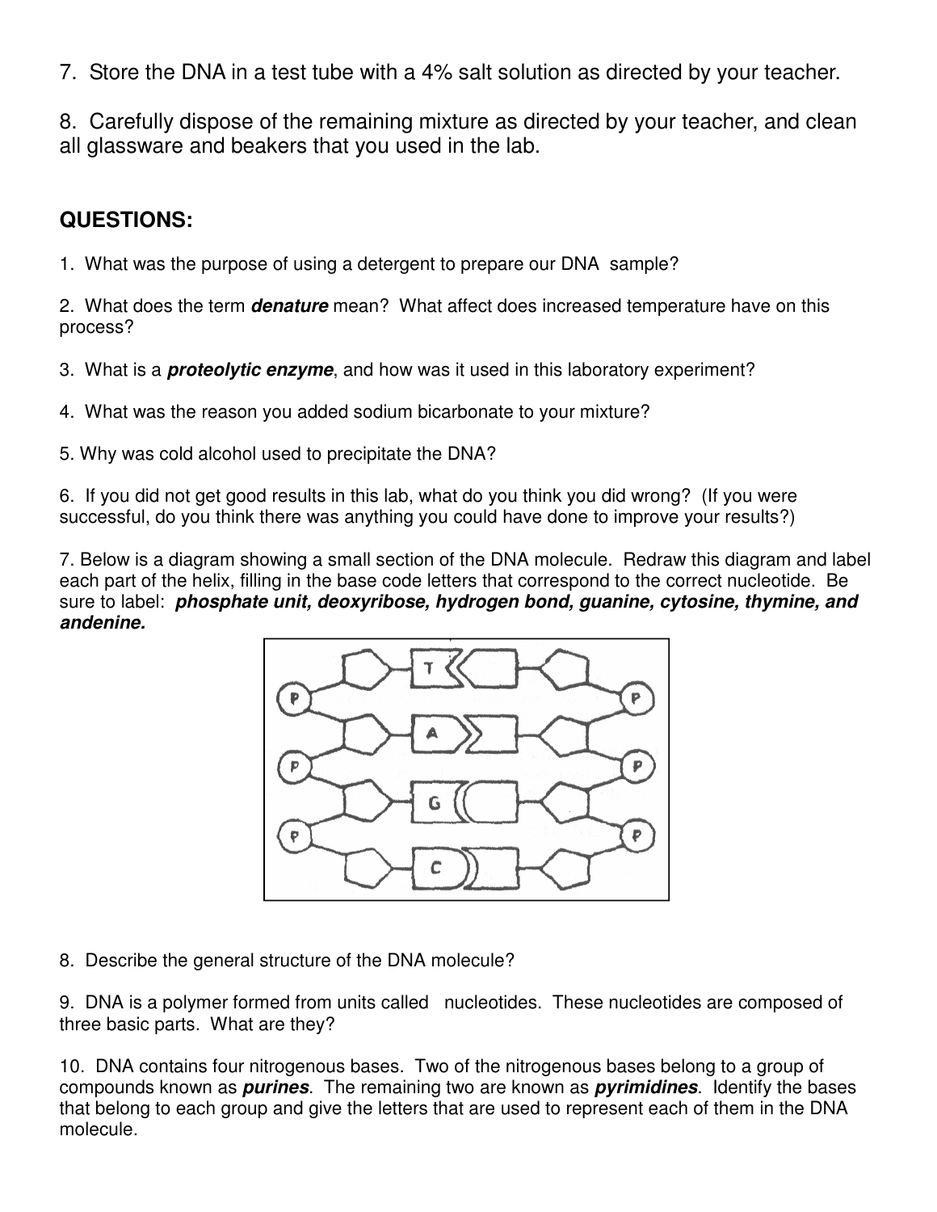7. Store the DNA in a test tube with a 4% salt solution as directed by your teacher.

8. Carefully dispose of the remaining mixture as directed by your teacher, and clean all glassware and beakers that you used in the lab.

## QUESTIONS:

1. What was the purpose of using a detergent to prepare our DNA sample?

2. What does the term ***denature*** mean? What affect does increased temperature have on this process?

3. What is a ***proteolytic enzyme***, and how was it used in this laboratory experiment?

4. What was the reason you added sodium bicarbonate to your mixture?

5. Why was cold alcohol used to precipitate the DNA?

6. If you did not get good results in this lab, what do you think you did wrong? (If you were successful, do you think there was anything you could have done to improve your results?)

7. Below is a diagram showing a small section of the DNA molecule. Redraw this diagram and label each part of the helix, filling in the base code letters that correspond to the correct nucleotide. Be sure to label: ***phosphate unit, deoxyribose, hydrogen bond, guanine, cytosine, thymine, and andenine.***

8. Describe the general structure of the DNA molecule?

9. DNA is a polymer formed from units called nucleotides. These nucleotides are composed of three basic parts. What are they?

10. DNA contains four nitrogenous bases. Two of the nitrogenous bases belong to a group of compounds known as ***purines***. The remaining two are known as ***pyrimidines***. Identify the bases that belong to each group and give the letters that are used to represent each of them in the DNA molecule.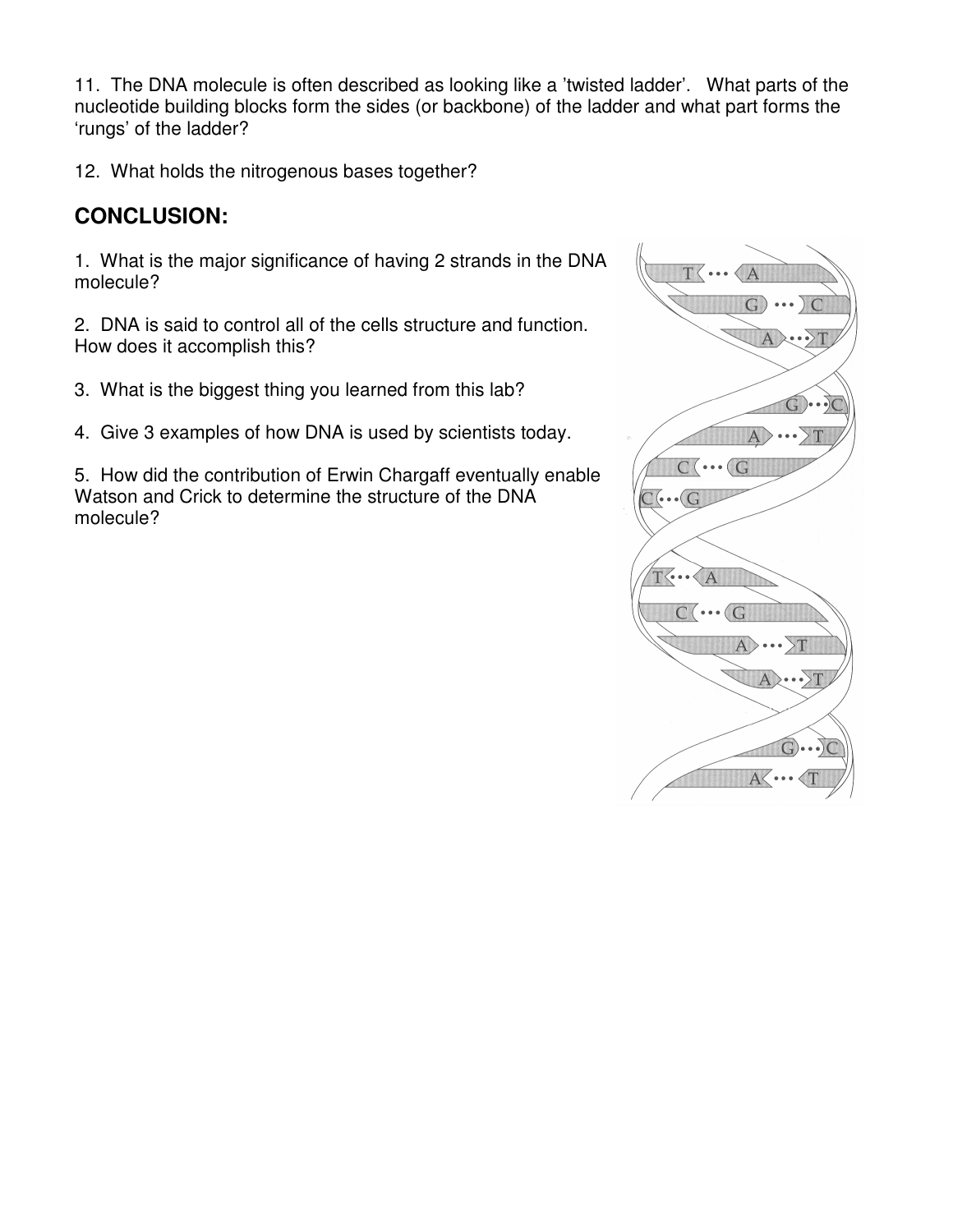11. The DNA molecule is often described as looking like a 'twisted ladder'. What parts of the nucleotide building blocks form the sides (or backbone) of the ladder and what part forms the 'rungs' of the ladder?

12. What holds the nitrogenous bases together?

## CONCLUSION:

1. What is the major significance of having 2 strands in the DNA molecule?

2. DNA is said to control all of the cells structure and function. How does it accomplish this?

3. What is the biggest thing you learned from this lab?

4. Give 3 examples of how DNA is used by scientists today.

5. How did the contribution of Erwin Chargaff eventually enable Watson and Crick to determine the structure of the DNA molecule?